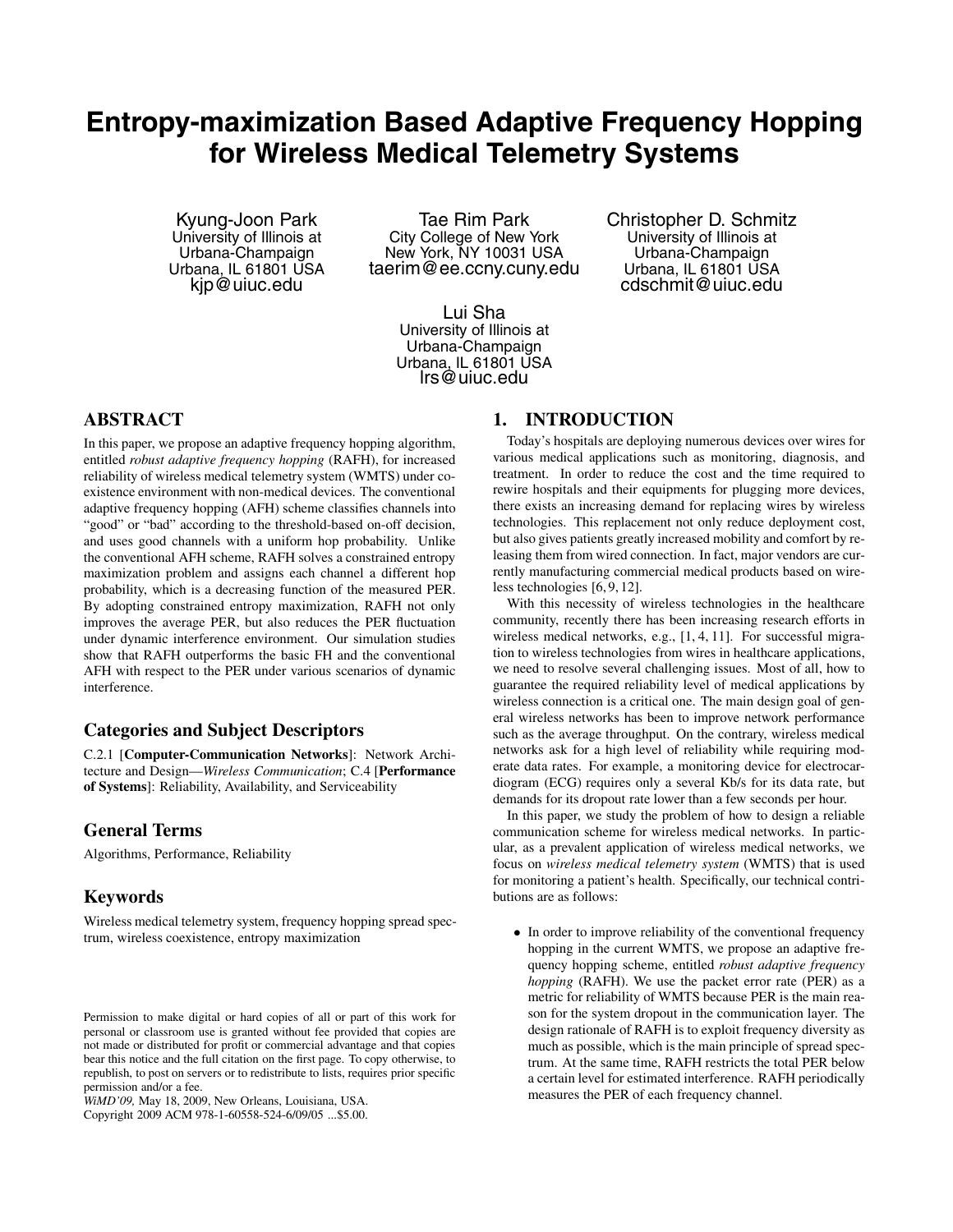# Entropy-maximization Based Adaptive Frequency Hopping for Wireless Medical Telemetry Systems

Kyung-Joon Park
University of Illinois at Urbana-Champaign
Urbana, IL 61801 USA
kjp@uiuc.edu

Tae Rim Park
City College of New York
New York, NY 10031 USA
taerim@ee.ccny.cuny.edu

Christopher D. Schmitz
University of Illinois at Urbana-Champaign
Urbana, IL 61801 USA
cdschmit@uiuc.edu

Lui Sha
University of Illinois at Urbana-Champaign
Urbana, IL 61801 USA
lrs@uiuc.edu

## ABSTRACT

In this paper, we propose an adaptive frequency hopping algorithm, entitled *robust adaptive frequency hopping* (RAFH), for increased reliability of wireless medical telemetry system (WMTS) under coexistence environment with non-medical devices. The conventional adaptive frequency hopping (AFH) scheme classifies channels into "good" or "bad" according to the threshold-based on-off decision, and uses good channels with a uniform hop probability. Unlike the conventional AFH scheme, RAFH solves a constrained entropy maximization problem and assigns each channel a different hop probability, which is a decreasing function of the measured PER. By adopting constrained entropy maximization, RAFH not only improves the average PER, but also reduces the PER fluctuation under dynamic interference environment. Our simulation studies show that RAFH outperforms the basic FH and the conventional AFH with respect to the PER under various scenarios of dynamic interference.

### Categories and Subject Descriptors

C.2.1 [**Computer-Communication Networks**]: Network Architecture and Design—*Wireless Communication*; C.4 [**Performance of Systems**]: Reliability, Availability, and Serviceability

### General Terms

Algorithms, Performance, Reliability

### Keywords

Wireless medical telemetry system, frequency hopping spread spectrum, wireless coexistence, entropy maximization

Permission to make digital or hard copies of all or part of this work for personal or classroom use is granted without fee provided that copies are not made or distributed for profit or commercial advantage and that copies bear this notice and the full citation on the first page. To copy otherwise, to republish, to post on servers or to redistribute to lists, requires prior specific permission and/or a fee.
*WiMD'09,* May 18, 2009, New Orleans, Louisiana, USA.
Copyright 2009 ACM 978-1-60558-524-6/09/05 ...$5.00.

## 1. INTRODUCTION

Today's hospitals are deploying numerous devices over wires for various medical applications such as monitoring, diagnosis, and treatment. In order to reduce the cost and the time required to rewire hospitals and their equipments for plugging more devices, there exists an increasing demand for replacing wires by wireless technologies. This replacement not only reduce deployment cost, but also gives patients greatly increased mobility and comfort by releasing them from wired connection. In fact, major vendors are currently manufacturing commercial medical products based on wireless technologies [6, 9, 12].

With this necessity of wireless technologies in the healthcare community, recently there has been increasing research efforts in wireless medical networks, e.g., [1, 4, 11]. For successful migration to wireless technologies from wires in healthcare applications, we need to resolve several challenging issues. Most of all, how to guarantee the required reliability level of medical applications by wireless connection is a critical one. The main design goal of general wireless networks has been to improve network performance such as the average throughput. On the contrary, wireless medical networks ask for a high level of reliability while requiring moderate data rates. For example, a monitoring device for electrocardiogram (ECG) requires only a several Kb/s for its data rate, but demands for its dropout rate lower than a few seconds per hour.

In this paper, we study the problem of how to design a reliable communication scheme for wireless medical networks. In particular, as a prevalent application of wireless medical networks, we focus on *wireless medical telemetry system* (WMTS) that is used for monitoring a patient's health. Specifically, our technical contributions are as follows:

- In order to improve reliability of the conventional frequency hopping in the current WMTS, we propose an adaptive frequency hopping scheme, entitled *robust adaptive frequency hopping* (RAFH). We use the packet error rate (PER) as a metric for reliability of WMTS because PER is the main reason for the system dropout in the communication layer. The design rationale of RAFH is to exploit frequency diversity as much as possible, which is the main principle of spread spectrum. At the same time, RAFH restricts the total PER below a certain level for estimated interference. RAFH periodically measures the PER of each frequency channel.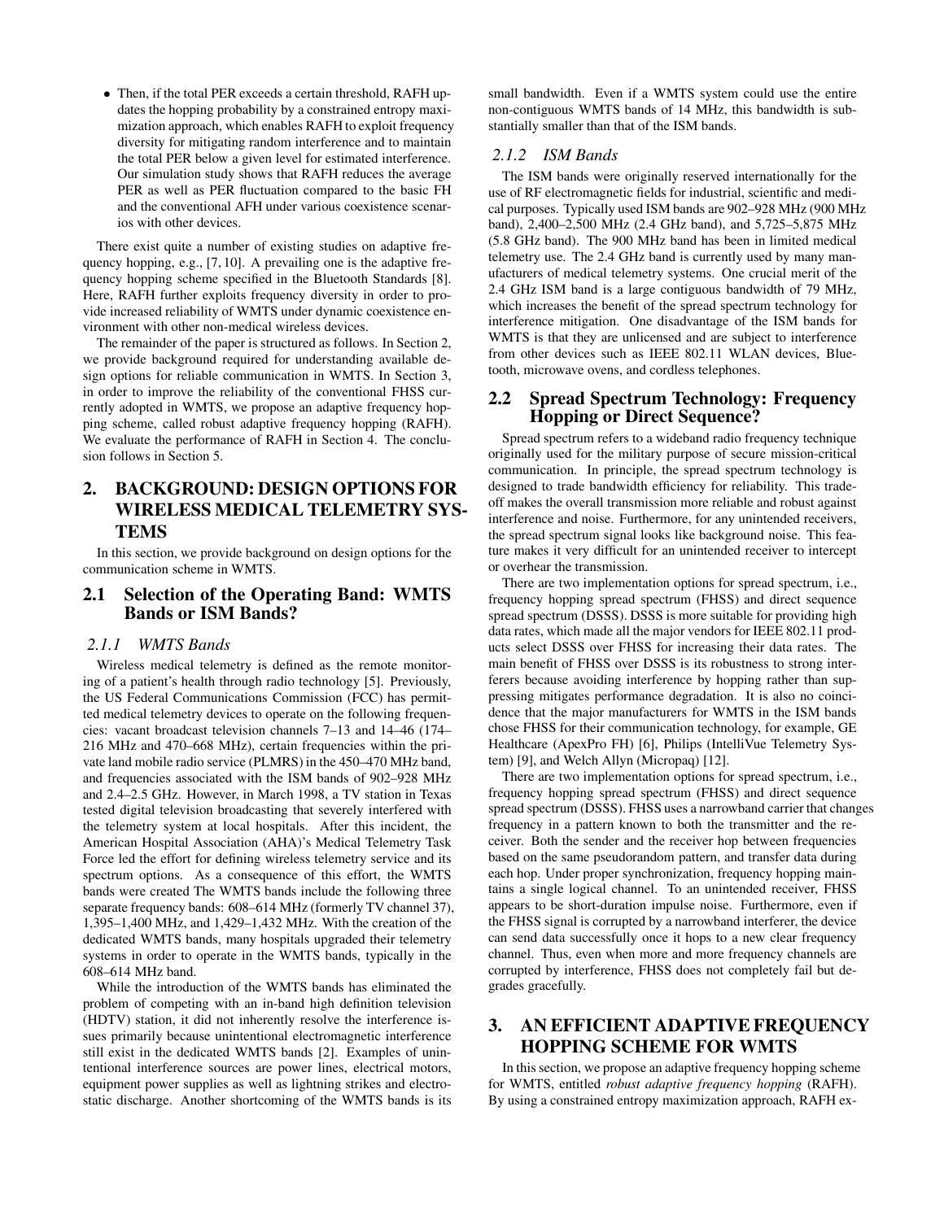- Then, if the total PER exceeds a certain threshold, RAFH updates the hopping probability by a constrained entropy maximization approach, which enables RAFH to exploit frequency diversity for mitigating random interference and to maintain the total PER below a given level for estimated interference. Our simulation study shows that RAFH reduces the average PER as well as PER fluctuation compared to the basic FH and the conventional AFH under various coexistence scenarios with other devices.

There exist quite a number of existing studies on adaptive frequency hopping, e.g., [7, 10]. A prevailing one is the adaptive frequency hopping scheme specified in the Bluetooth Standards [8]. Here, RAFH further exploits frequency diversity in order to provide increased reliability of WMTS under dynamic coexistence environment with other non-medical wireless devices.

The remainder of the paper is structured as follows. In Section 2, we provide background required for understanding available design options for reliable communication in WMTS. In Section 3, in order to improve the reliability of the conventional FHSS currently adopted in WMTS, we propose an adaptive frequency hopping scheme, called robust adaptive frequency hopping (RAFH). We evaluate the performance of RAFH in Section 4. The conclusion follows in Section 5.

## 2. BACKGROUND: DESIGN OPTIONS FOR WIRELESS MEDICAL TELEMETRY SYSTEMS

In this section, we provide background on design options for the communication scheme in WMTS.

### 2.1 Selection of the Operating Band: WMTS Bands or ISM Bands?

#### *2.1.1 WMTS Bands*

Wireless medical telemetry is defined as the remote monitoring of a patient's health through radio technology [5]. Previously, the US Federal Communications Commission (FCC) has permitted medical telemetry devices to operate on the following frequencies: vacant broadcast television channels 7–13 and 14–46 (174–216 MHz and 470–668 MHz), certain frequencies within the private land mobile radio service (PLMRS) in the 450–470 MHz band, and frequencies associated with the ISM bands of 902–928 MHz and 2.4–2.5 GHz. However, in March 1998, a TV station in Texas tested digital television broadcasting that severely interfered with the telemetry system at local hospitals. After this incident, the American Hospital Association (AHA)'s Medical Telemetry Task Force led the effort for defining wireless telemetry service and its spectrum options. As a consequence of this effort, the WMTS bands were created The WMTS bands include the following three separate frequency bands: 608–614 MHz (formerly TV channel 37), 1,395–1,400 MHz, and 1,429–1,432 MHz. With the creation of the dedicated WMTS bands, many hospitals upgraded their telemetry systems in order to operate in the WMTS bands, typically in the 608–614 MHz band.

While the introduction of the WMTS bands has eliminated the problem of competing with an in-band high definition television (HDTV) station, it did not inherently resolve the interference issues primarily because unintentional electromagnetic interference still exist in the dedicated WMTS bands [2]. Examples of unintentional interference sources are power lines, electrical motors, equipment power supplies as well as lightning strikes and electrostatic discharge. Another shortcoming of the WMTS bands is its small bandwidth. Even if a WMTS system could use the entire non-contiguous WMTS bands of 14 MHz, this bandwidth is substantially smaller than that of the ISM bands.

#### *2.1.2 ISM Bands*

The ISM bands were originally reserved internationally for the use of RF electromagnetic fields for industrial, scientific and medical purposes. Typically used ISM bands are 902–928 MHz (900 MHz band), 2,400–2,500 MHz (2.4 GHz band), and 5,725–5,875 MHz (5.8 GHz band). The 900 MHz band has been in limited medical telemetry use. The 2.4 GHz band is currently used by many manufacturers of medical telemetry systems. One crucial merit of the 2.4 GHz ISM band is a large contiguous bandwidth of 79 MHz, which increases the benefit of the spread spectrum technology for interference mitigation. One disadvantage of the ISM bands for WMTS is that they are unlicensed and are subject to interference from other devices such as IEEE 802.11 WLAN devices, Bluetooth, microwave ovens, and cordless telephones.

### 2.2 Spread Spectrum Technology: Frequency Hopping or Direct Sequence?

Spread spectrum refers to a wideband radio frequency technique originally used for the military purpose of secure mission-critical communication. In principle, the spread spectrum technology is designed to trade bandwidth efficiency for reliability. This tradeoff makes the overall transmission more reliable and robust against interference and noise. Furthermore, for any unintended receivers, the spread spectrum signal looks like background noise. This feature makes it very difficult for an unintended receiver to intercept or overhear the transmission.

There are two implementation options for spread spectrum, i.e., frequency hopping spread spectrum (FHSS) and direct sequence spread spectrum (DSSS). DSSS is more suitable for providing high data rates, which made all the major vendors for IEEE 802.11 products select DSSS over FHSS for increasing their data rates. The main benefit of FHSS over DSSS is its robustness to strong interferers because avoiding interference by hopping rather than suppressing mitigates performance degradation. It is also no coincidence that the major manufacturers for WMTS in the ISM bands chose FHSS for their communication technology, for example, GE Healthcare (ApexPro FH) [6], Philips (IntelliVue Telemetry System) [9], and Welch Allyn (Micropaq) [12].

There are two implementation options for spread spectrum, i.e., frequency hopping spread spectrum (FHSS) and direct sequence spread spectrum (DSSS). FHSS uses a narrowband carrier that changes frequency in a pattern known to both the transmitter and the receiver. Both the sender and the receiver hop between frequencies based on the same pseudorandom pattern, and transfer data during each hop. Under proper synchronization, frequency hopping maintains a single logical channel. To an unintended receiver, FHSS appears to be short-duration impulse noise. Furthermore, even if the FHSS signal is corrupted by a narrowband interferer, the device can send data successfully once it hops to a new clear frequency channel. Thus, even when more and more frequency channels are corrupted by interference, FHSS does not completely fail but degrades gracefully.

## 3. AN EFFICIENT ADAPTIVE FREQUENCY HOPPING SCHEME FOR WMTS

In this section, we propose an adaptive frequency hopping scheme for WMTS, entitled *robust adaptive frequency hopping* (RAFH). By using a constrained entropy maximization approach, RAFH ex-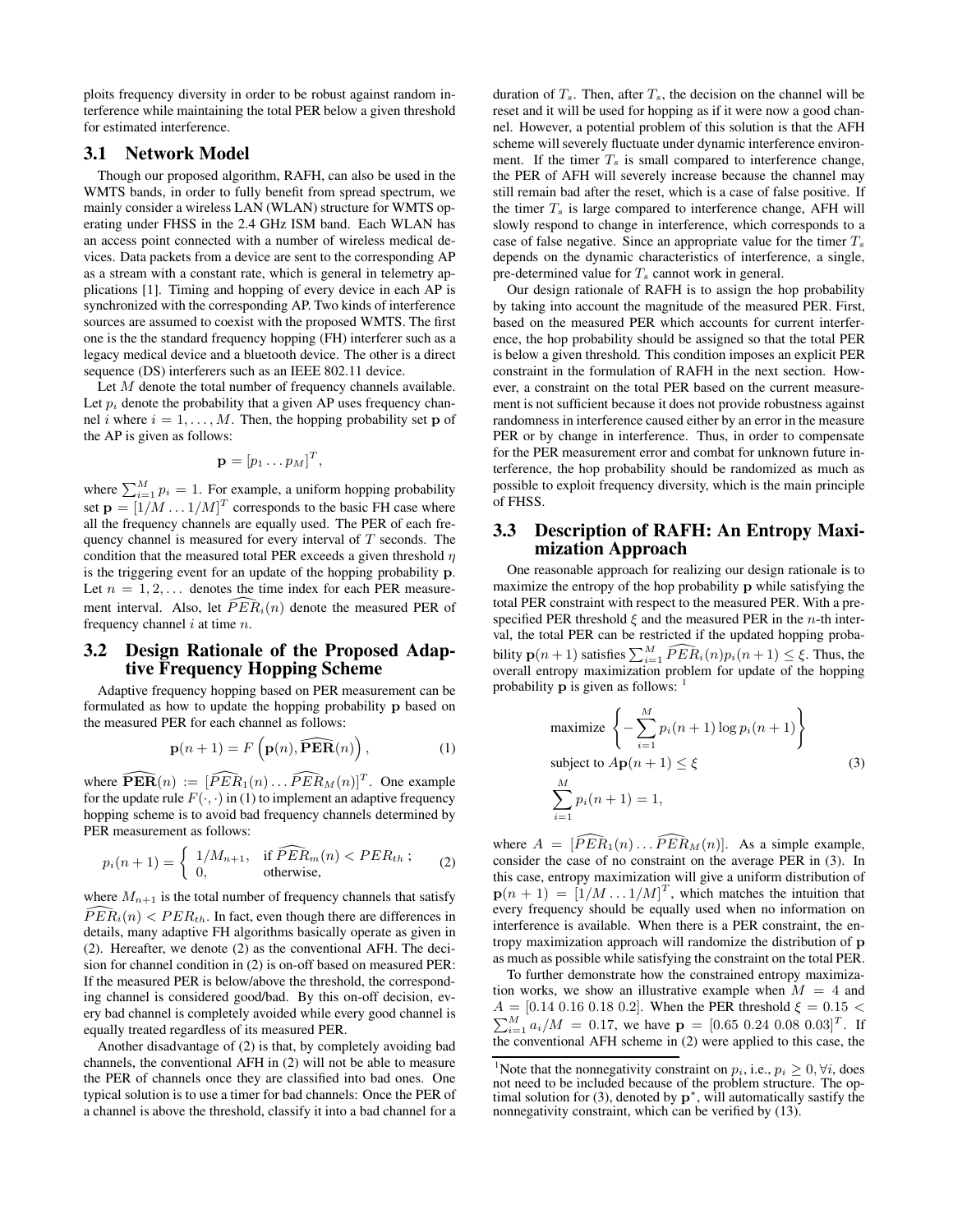ploits frequency diversity in order to be robust against random interference while maintaining the total PER below a given threshold for estimated interference.

## 3.1 Network Model

Though our proposed algorithm, RAFH, can also be used in the WMTS bands, in order to fully benefit from spread spectrum, we mainly consider a wireless LAN (WLAN) structure for WMTS operating under FHSS in the 2.4 GHz ISM band. Each WLAN has an access point connected with a number of wireless medical devices. Data packets from a device are sent to the corresponding AP as a stream with a constant rate, which is general in telemetry applications [1]. Timing and hopping of every device in each AP is synchronized with the corresponding AP. Two kinds of interference sources are assumed to coexist with the proposed WMTS. The first one is the the standard frequency hopping (FH) interferer such as a legacy medical device and a bluetooth device. The other is a direct sequence (DS) interferers such as an IEEE 802.11 device.

Let $M$ denote the total number of frequency channels available. Let $p_i$ denote the probability that a given AP uses frequency channel $i$ where $i = 1, \ldots, M$. Then, the hopping probability set $\mathbf{p}$ of the AP is given as follows:

$$\mathbf{p} = [p_1 \ldots p_M]^T,$$

where $\sum_{i=1}^{M} p_i = 1$. For example, a uniform hopping probability set $\mathbf{p} = [1/M \ldots 1/M]^T$ corresponds to the basic FH case where all the frequency channels are equally used. The PER of each frequency channel is measured for every interval of $T$ seconds. The condition that the measured total PER exceeds a given threshold $\eta$ is the triggering event for an update of the hopping probability $\mathbf{p}$. Let $n = 1, 2, \ldots$ denotes the time index for each PER measurement interval. Also, let $\widehat{PER}_i(n)$ denote the measured PER of frequency channel $i$ at time $n$.

## 3.2 Design Rationale of the Proposed Adaptive Frequency Hopping Scheme

Adaptive frequency hopping based on PER measurement can be formulated as how to update the hopping probability $\mathbf{p}$ based on the measured PER for each channel as follows:

$$\mathbf{p}(n+1) = F\left(\mathbf{p}(n), \widehat{\mathbf{PER}}(n)\right), \tag{1}$$

where $\widehat{\mathbf{PER}}(n) := [\widehat{PER}_1(n) \ldots \widehat{PER}_M(n)]^T$. One example for the update rule $F(\cdot, \cdot)$ in (1) to implement an adaptive frequency hopping scheme is to avoid bad frequency channels determined by PER measurement as follows:

$$p_i(n+1) = \begin{cases} 1/M_{n+1}, & \text{if } \widehat{PER}_m(n) < PER_{th}\ ; \\ 0, & \text{otherwise,} \end{cases} \tag{2}$$

where $M_{n+1}$ is the total number of frequency channels that satisfy $\widehat{PER}_i(n) < PER_{th}$. In fact, even though there are differences in details, many adaptive FH algorithms basically operate as given in (2). Hereafter, we denote (2) as the conventional AFH. The decision for channel condition in (2) is on-off based on measured PER: If the measured PER is below/above the threshold, the corresponding channel is considered good/bad. By this on-off decision, every bad channel is completely avoided while every good channel is equally treated regardless of its measured PER.

Another disadvantage of (2) is that, by completely avoiding bad channels, the conventional AFH in (2) will not be able to measure the PER of channels once they are classified into bad ones. One typical solution is to use a timer for bad channels: Once the PER of a channel is above the threshold, classify it into a bad channel for a duration of $T_s$. Then, after $T_s$, the decision on the channel will be reset and it will be used for hopping as if it were now a good channel. However, a potential problem of this solution is that the AFH scheme will severely fluctuate under dynamic interference environment. If the timer $T_s$ is small compared to interference change, the PER of AFH will severely increase because the channel may still remain bad after the reset, which is a case of false positive. If the timer $T_s$ is large compared to interference change, AFH will slowly respond to change in interference, which corresponds to a case of false negative. Since an appropriate value for the timer $T_s$ depends on the dynamic characteristics of interference, a single, pre-determined value for $T_s$ cannot work in general.

Our design rationale of RAFH is to assign the hop probability by taking into account the magnitude of the measured PER. First, based on the measured PER which accounts for current interference, the hop probability should be assigned so that the total PER is below a given threshold. This condition imposes an explicit PER constraint in the formulation of RAFH in the next section. However, a constraint on the total PER based on the current measurement is not sufficient because it does not provide robustness against randomness in interference caused either by an error in the measure PER or by change in interference. Thus, in order to compensate for the PER measurement error and combat for unknown future interference, the hop probability should be randomized as much as possible to exploit frequency diversity, which is the main principle of FHSS.

## 3.3 Description of RAFH: An Entropy Maximization Approach

One reasonable approach for realizing our design rationale is to maximize the entropy of the hop probability $\mathbf{p}$ while satisfying the total PER constraint with respect to the measured PER. With a prespecified PER threshold $\xi$ and the measured PER in the $n$-th interval, the total PER can be restricted if the updated hopping probability $\mathbf{p}(n+1)$ satisfies $\sum_{i=1}^{M} \widehat{PER}_i(n) p_i(n+1) \leq \xi$. Thus, the overall entropy maximization problem for update of the hopping probability $\mathbf{p}$ is given as follows: [1]

$$\begin{aligned} &\text{maximize } \left\{ -\sum_{i=1}^{M} p_i(n+1) \log p_i(n+1) \right\} \\ &\text{subject to } A\mathbf{p}(n+1) \leq \xi \\ &\sum_{i=1}^{M} p_i(n+1) = 1, \end{aligned} \tag{3}$$

where $A = [\widehat{PER}_1(n) \ldots \widehat{PER}_M(n)]$. As a simple example, consider the case of no constraint on the average PER in (3). In this case, entropy maximization will give a uniform distribution of $\mathbf{p}(n+1) = [1/M \ldots 1/M]^T$, which matches the intuition that every frequency should be equally used when no information on interference is available. When there is a PER constraint, the entropy maximization approach will randomize the distribution of $\mathbf{p}$ as much as possible while satisfying the constraint on the total PER.

To further demonstrate how the constrained entropy maximization works, we show an illustrative example when $M = 4$ and $A = [0.14\ 0.16\ 0.18\ 0.2]$. When the PER threshold $\xi = 0.15 < \sum_{i=1}^{M} a_i/M = 0.17$, we have $\mathbf{p} = [0.65\ 0.24\ 0.08\ 0.03]^T$. If the conventional AFH scheme in (2) were applied to this case, the

[1] Note that the nonnegativity constraint on $p_i$, i.e., $p_i \geq 0, \forall i$, does not need to be included because of the problem structure. The optimal solution for (3), denoted by $\mathbf{p}^*$, will automatically sastify the nonnegativity constraint, which can be verified by (13).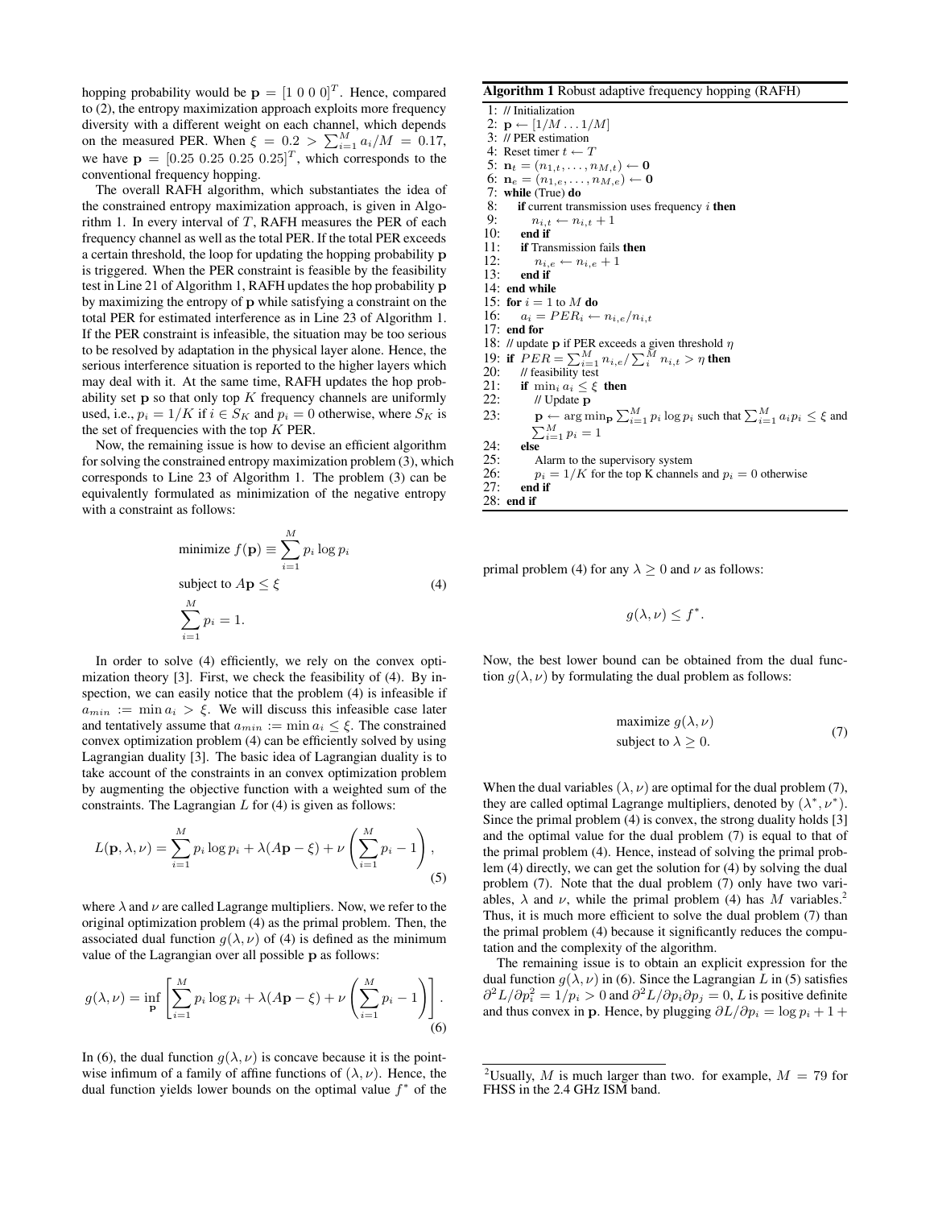hopping probability would be $\mathbf{p} = [1\ 0\ 0\ 0]^T$. Hence, compared to (2), the entropy maximization approach exploits more frequency diversity with a different weight on each channel, which depends on the measured PER. When $\xi = 0.2 > \sum_{i=1}^{M} a_i/M = 0.17$, we have $\mathbf{p} = [0.25\ 0.25\ 0.25\ 0.25]^T$, which corresponds to the conventional frequency hopping.

The overall RAFH algorithm, which substantiates the idea of the constrained entropy maximization approach, is given in Algorithm 1. In every interval of $T$, RAFH measures the PER of each frequency channel as well as the total PER. If the total PER exceeds a certain threshold, the loop for updating the hopping probability $\mathbf{p}$ is triggered. When the PER constraint is feasible by the feasibility test in Line 21 of Algorithm 1, RAFH updates the hop probability $\mathbf{p}$ by maximizing the entropy of $\mathbf{p}$ while satisfying a constraint on the total PER for estimated interference as in Line 23 of Algorithm 1. If the PER constraint is infeasible, the situation may be too serious to be resolved by adaptation in the physical layer alone. Hence, the serious interference situation is reported to the higher layers which may deal with it. At the same time, RAFH updates the hop probability set $\mathbf{p}$ so that only top $K$ frequency channels are uniformly used, i.e., $p_i = 1/K$ if $i \in S_K$ and $p_i = 0$ otherwise, where $S_K$ is the set of frequencies with the top $K$ PER.

Now, the remaining issue is how to devise an efficient algorithm for solving the constrained entropy maximization problem (3), which corresponds to Line 23 of Algorithm 1. The problem (3) can be equivalently formulated as minimization of the negative entropy with a constraint as follows:

$$
\begin{aligned}
&\text{minimize } f(\mathbf{p}) \equiv \sum_{i=1}^{M} p_i \log p_i \\
&\text{subject to } A\mathbf{p} \leq \xi \\
&\sum_{i=1}^{M} p_i = 1.
\end{aligned} \tag{4}
$$

In order to solve (4) efficiently, we rely on the convex optimization theory [3]. First, we check the feasibility of (4). By inspection, we can easily notice that the problem (4) is infeasible if $a_{min} := \min a_i > \xi$. We will discuss this infeasible case later and tentatively assume that $a_{min} := \min a_i \leq \xi$. The constrained convex optimization problem (4) can be efficiently solved by using Lagrangian duality [3]. The basic idea of Lagrangian duality is to take account of the constraints in an convex optimization problem by augmenting the objective function with a weighted sum of the constraints. The Lagrangian $L$ for (4) is given as follows:

$$
L(\mathbf{p}, \lambda, \nu) = \sum_{i=1}^{M} p_i \log p_i + \lambda(A\mathbf{p} - \xi) + \nu\left(\sum_{i=1}^{M} p_i - 1\right), \tag{5}
$$

where $\lambda$ and $\nu$ are called Lagrange multipliers. Now, we refer to the original optimization problem (4) as the primal problem. Then, the associated dual function $g(\lambda, \nu)$ of (4) is defined as the minimum value of the Lagrangian over all possible $\mathbf{p}$ as follows:

$$
g(\lambda, \nu) = \inf_{\mathbf{p}} \left[\sum_{i=1}^{M} p_i \log p_i + \lambda(A\mathbf{p} - \xi) + \nu\left(\sum_{i=1}^{M} p_i - 1\right)\right]. \tag{6}
$$

In (6), the dual function $g(\lambda, \nu)$ is concave because it is the pointwise infimum of a family of affine functions of $(\lambda, \nu)$. Hence, the dual function yields lower bounds on the optimal value $f^*$ of the primal problem (4) for any $\lambda \geq 0$ and $\nu$ as follows:

$$
g(\lambda, \nu) \leq f^*.
$$

Now, the best lower bound can be obtained from the dual function $g(\lambda, \nu)$ by formulating the dual problem as follows:

$$
\begin{aligned}
&\text{maximize } g(\lambda, \nu) \\
&\text{subject to } \lambda \geq 0.
\end{aligned} \tag{7}
$$

When the dual variables $(\lambda, \nu)$ are optimal for the dual problem (7), they are called optimal Lagrange multipliers, denoted by $(\lambda^*, \nu^*)$. Since the primal problem (4) is convex, the strong duality holds [3] and the optimal value for the dual problem (7) is equal to that of the primal problem (4). Hence, instead of solving the primal problem (4) directly, we can get the solution for (4) by solving the dual problem (7). Note that the dual problem (7) only have two variables, $\lambda$ and $\nu$, while the primal problem (4) has $M$ variables.[2] Thus, it is much more efficient to solve the dual problem (7) than the primal problem (4) because it significantly reduces the computation and the complexity of the algorithm.

The remaining issue is to obtain an explicit expression for the dual function $g(\lambda, \nu)$ in (6). Since the Lagrangian $L$ in (5) satisfies $\partial^2 L/\partial p_i^2 = 1/p_i > 0$ and $\partial^2 L/\partial p_i \partial p_j = 0$, $L$ is positive definite and thus convex in $\mathbf{p}$. Hence, by plugging $\partial L/\partial p_i = \log p_i + 1 +$

**Algorithm 1** Robust adaptive frequency hopping (RAFH)

```
1:  // Initialization
2:  p ← [1/M ... 1/M]
3:  // PER estimation
4:  Reset timer t ← T
5:  n_t = (n_{1,t}, ..., n_{M,t}) ← 0
6:  n_e = (n_{1,e}, ..., n_{M,e}) ← 0
7:  while (True) do
8:      if current transmission uses frequency i then
9:          n_{i,t} ← n_{i,t} + 1
10:     end if
11:     if Transmission fails then
12:         n_{i,e} ← n_{i,e} + 1
13:     end if
14: end while
15: for i = 1 to M do
16:     a_i = PER_i ← n_{i,e}/n_{i,t}
17: end for
18: // update p if PER exceeds a given threshold η
19: if PER = Σ_{i=1}^{M} n_{i,e} / Σ_i^{M} n_{i,t} > η then
20:     // feasibility test
21:     if min_i a_i ≤ ξ then
22:         // Update p
23:         p ← arg min_p Σ_{i=1}^{M} p_i log p_i such that Σ_{i=1}^{M} a_i p_i ≤ ξ and
            Σ_{i=1}^{M} p_i = 1
24:     else
25:         Alarm to the supervisory system
26:         p_i = 1/K for the top K channels and p_i = 0 otherwise
27:     end if
28: end if
```

[2] Usually, $M$ is much larger than two. for example, $M = 79$ for FHSS in the 2.4 GHz ISM band.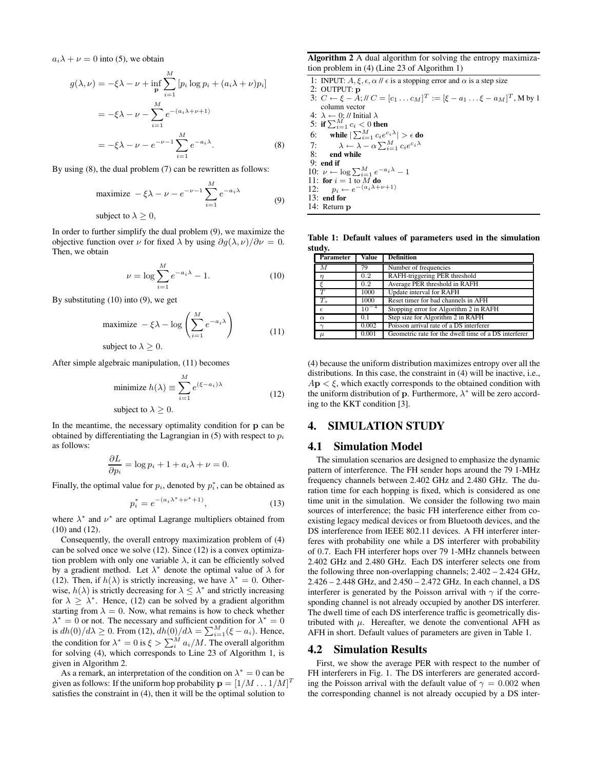$a_i\lambda + \nu = 0$ into (5), we obtain

$$
\begin{aligned}
g(\lambda,\nu) &= -\xi\lambda - \nu + \inf_{\mathbf{p}} \sum_{i=1}^{M} [p_i \log p_i + (a_i\lambda + \nu)p_i] \\
&= -\xi\lambda - \nu - \sum_{i=1}^{M} e^{-(a_i\lambda+\nu+1)} \\
&= -\xi\lambda - \nu - e^{-\nu-1}\sum_{i=1}^{M} e^{-a_i\lambda}. \qquad (8)
\end{aligned}
$$

By using (8), the dual problem (7) can be rewritten as follows:

$$
\begin{aligned}
&\text{maximize } -\xi\lambda - \nu - e^{-\nu-1}\sum_{i=1}^{M} e^{-a_i\lambda} \\
&\text{subject to } \lambda \geq 0,
\end{aligned} \qquad (9)
$$

In order to further simplify the dual problem (9), we maximize the objective function over $\nu$ for fixed $\lambda$ by using $\partial g(\lambda,\nu)/\partial\nu = 0$. Then, we obtain

$$
\nu = \log \sum_{i=1}^{M} e^{-a_i\lambda} - 1. \qquad (10)
$$

By substituting (10) into (9), we get

$$
\begin{aligned}
&\text{maximize } -\xi\lambda - \log\left(\sum_{i=1}^{M} e^{-a_i\lambda}\right) \\
&\text{subject to } \lambda \geq 0.
\end{aligned} \qquad (11)
$$

After simple algebraic manipulation, (11) becomes

$$
\begin{aligned}
&\text{minimize } h(\lambda) \equiv \sum_{i=1}^{M} e^{(\xi-a_i)\lambda} \\
&\text{subject to } \lambda \geq 0.
\end{aligned} \qquad (12)
$$

In the meantime, the necessary optimality condition for $\mathbf{p}$ can be obtained by differentiating the Lagrangian in (5) with respect to $p_i$ as follows:

$$
\frac{\partial L}{\partial p_i} = \log p_i + 1 + a_i\lambda + \nu = 0.
$$

Finally, the optimal value for $p_i$, denoted by $p_i^*$, can be obtained as

$$
p_i^* = e^{-(a_i\lambda^* + \nu^* + 1)}, \qquad (13)
$$

where $\lambda^*$ and $\nu^*$ are optimal Lagrange multipliers obtained from (10) and (12).

Consequently, the overall entropy maximization problem of (4) can be solved once we solve (12). Since (12) is a convex optimization problem with only one variable $\lambda$, it can be efficiently solved by a gradient method. Let $\lambda^*$ denote the optimal value of $\lambda$ for (12). Then, if $h(\lambda)$ is strictly increasing, we have $\lambda^* = 0$. Otherwise, $h(\lambda)$ is strictly decreasing for $\lambda \leq \lambda^*$ and strictly increasing for $\lambda \geq \lambda^*$. Hence, (12) can be solved by a gradient algorithm starting from $\lambda = 0$. Now, what remains is how to check whether $\lambda^* = 0$ or not. The necessary and sufficient condition for $\lambda^* = 0$ is $dh(0)/d\lambda \geq 0$. From (12), $dh(0)/d\lambda = \sum_{i=1}^{M}(\xi - a_i)$. Hence, the condition for $\lambda^* = 0$ is $\xi > \sum_i^M a_i/M$. The overall algorithm for solving (4), which corresponds to Line 23 of Algorithm 1, is given in Algorithm 2.

As a remark, an interpretation of the condition on $\lambda^* = 0$ can be given as follows: If the uniform hop probability $\mathbf{p} = [1/M \ldots 1/M]^T$ satisfies the constraint in (4), then it will be the optimal solution to (4) because the uniform distribution maximizes entropy over all the distributions. In this case, the constraint in (4) will be inactive, i.e., $A\mathbf{p} < \xi$, which exactly corresponds to the obtained condition with the uniform distribution of $\mathbf{p}$. Furthermore, $\lambda^*$ will be zero according to the KKT condition [3].

**Algorithm 2** A dual algorithm for solving the entropy maximization problem in (4) (Line 23 of Algorithm 1)

```
1: INPUT: A, ξ, ε, α // ε is a stopping error and α is a step size
2: OUTPUT: p
3: C ← ξ − A; // C = [c_1 ... c_M]^T := [ξ − a_1 ... ξ − a_M]^T, M by 1 column vector
4: λ ← 0; // Initial λ
5: if Σ_{i=1}^M c_i < 0 then
6:    while |Σ_{i=1}^M c_i e^{c_i λ}| > ε do
7:       λ ← λ − α Σ_{i=1}^M c_i e^{c_i λ}
8:    end while
9: end if
10: ν ← log Σ_{i=1}^M e^{−a_i λ} − 1
11: for i = 1 to M do
12:    p_i ← e^{−(a_i λ + ν + 1)}
13: end for
14: Return p
```

**Table 1: Default values of parameters used in the simulation study.**

| Parameter | Value | Definition |
|---|---|---|
| $M$ | 79 | Number of frequencies |
| $\eta$ | 0.2 | RAFH-triggering PER threshold |
| $\xi$ | 0.2 | Average PER threshold in RAFH |
| $T$ | 1000 | Update interval for RAFH |
| $T_s$ | 1000 | Reset timer for bad channels in AFH |
| $\epsilon$ | $10^{-4}$ | Stopping error for Algorithm 2 in RAFH |
| $\alpha$ | 0.1 | Step size for Algorithm 2 in RAFH |
| $\gamma$ | 0.002 | Poisson arrival rate of a DS interferer |
| $\mu$ | 0.001 | Geometric rate for the dwell time of a DS interferer |

## 4. SIMULATION STUDY

### 4.1 Simulation Model

The simulation scenarios are designed to emphasize the dynamic pattern of interference. The FH sender hops around the 79 1-MHz frequency channels between 2.402 GHz and 2.480 GHz. The duration time for each hopping is fixed, which is considered as one time unit in the simulation. We consider the following two main sources of interference; the basic FH interference either from coexisting legacy medical devices or from Bluetooth devices, and the DS interference from IEEE 802.11 devices. A FH interferer interferes with probability one while a DS interferer with probability of 0.7. Each FH interferer hops over 79 1-MHz channels between 2.402 GHz and 2.480 GHz. Each DS interferer selects one from the following three non-overlapping channels; 2.402 – 2.424 GHz, 2.426 – 2.448 GHz, and 2.450 – 2.472 GHz. In each channel, a DS interferer is generated by the Poisson arrival with $\gamma$ if the corresponding channel is not already occupied by another DS interferer. The dwell time of each DS interference traffic is geometrically distributed with $\mu$. Hereafter, we denote the conventional AFH as AFH in short. Default values of parameters are given in Table 1.

### 4.2 Simulation Results

First, we show the average PER with respect to the number of FH interferers in Fig. 1. The DS interferers are generated according the Poisson arrival with the default value of $\gamma = 0.002$ when the corresponding channel is not already occupied by a DS inter-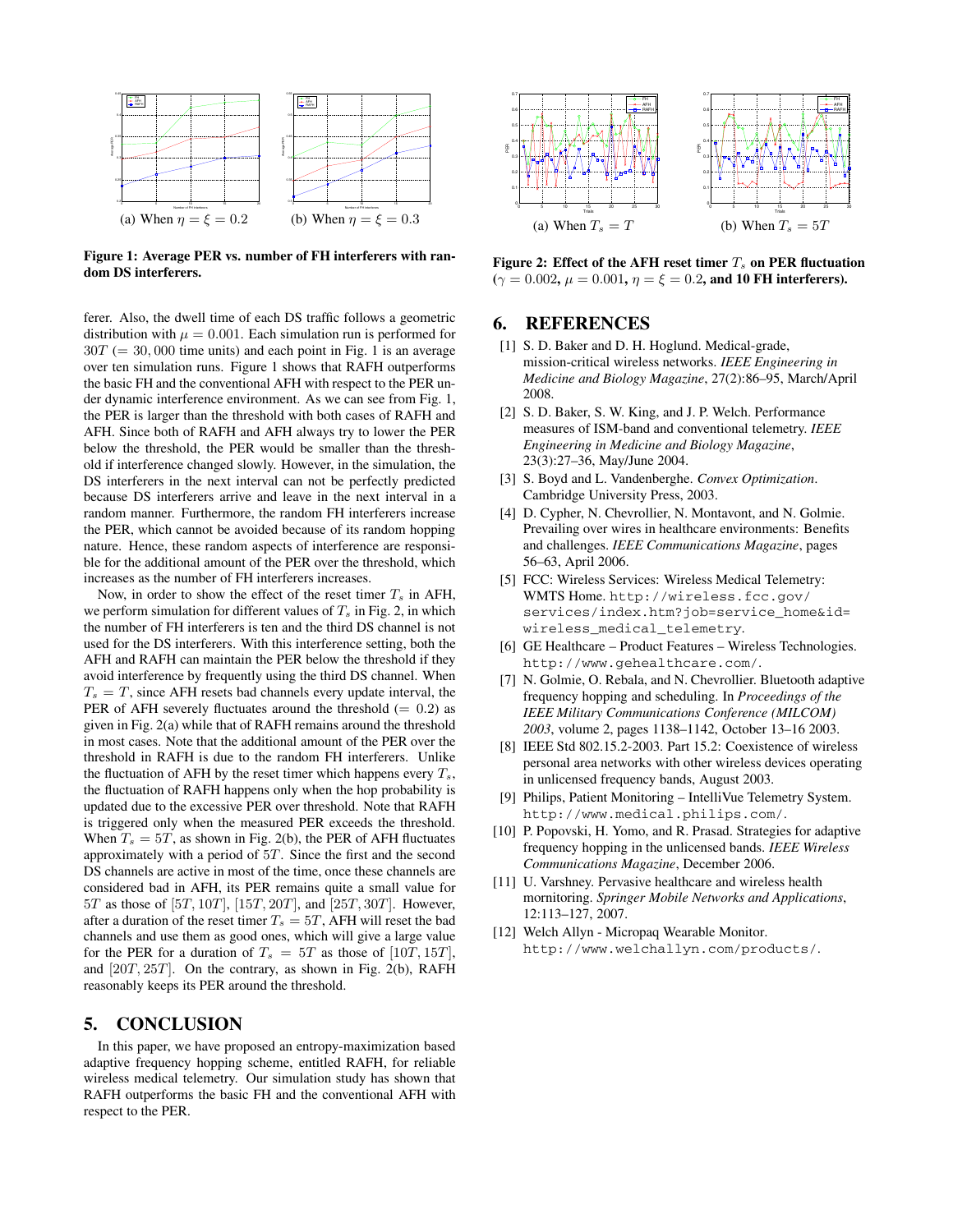(a) When $\eta = \xi = 0.2$

(b) When $\eta = \xi = 0.3$

**Figure 1: Average PER vs. number of FH interferers with random DS interferers.**

ferer. Also, the dwell time of each DS traffic follows a geometric distribution with $\mu = 0.001$. Each simulation run is performed for $30T$ ($= 30,000$ time units) and each point in Fig. 1 is an average over ten simulation runs. Figure 1 shows that RAFH outperforms the basic FH and the conventional AFH with respect to the PER under dynamic interference environment. As we can see from Fig. 1, the PER is larger than the threshold with both cases of RAFH and AFH. Since both of RAFH and AFH always try to lower the PER below the threshold, the PER would be smaller than the threshold if interference changed slowly. However, in the simulation, the DS interferers in the next interval can not be perfectly predicted because DS interferers arrive and leave in the next interval in a random manner. Furthermore, the random FH interferers increase the PER, which cannot be avoided because of its random hopping nature. Hence, these random aspects of interference are responsible for the additional amount of the PER over the threshold, which increases as the number of FH interferers increases.

Now, in order to show the effect of the reset timer $T_s$ in AFH, we perform simulation for different values of $T_s$ in Fig. 2, in which the number of FH interferers is ten and the third DS channel is not used for the DS interferers. With this interference setting, both the AFH and RAFH can maintain the PER below the threshold if they avoid interference by frequently using the third DS channel. When $T_s = T$, since AFH resets bad channels every update interval, the PER of AFH severely fluctuates around the threshold ($= 0.2$) as given in Fig. 2(a) while that of RAFH remains around the threshold in most cases. Note that the additional amount of the PER over the threshold in RAFH is due to the random FH interferers. Unlike the fluctuation of AFH by the reset timer which happens every $T_s$, the fluctuation of RAFH happens only when the hop probability is updated due to the excessive PER over threshold. Note that RAFH is triggered only when the measured PER exceeds the threshold. When $T_s = 5T$, as shown in Fig. 2(b), the PER of AFH fluctuates approximately with a period of $5T$. Since the first and the second DS channels are active in most of the time, once these channels are considered bad in AFH, its PER remains quite a small value for $5T$ as those of $[5T, 10T]$, $[15T, 20T]$, and $[25T, 30T]$. However, after a duration of the reset timer $T_s = 5T$, AFH will reset the bad channels and use them as good ones, which will give a large value for the PER for a duration of $T_s = 5T$ as those of $[10T, 15T]$, and $[20T, 25T]$. On the contrary, as shown in Fig. 2(b), RAFH reasonably keeps its PER around the threshold.

## 5. CONCLUSION

In this paper, we have proposed an entropy-maximization based adaptive frequency hopping scheme, entitled RAFH, for reliable wireless medical telemetry. Our simulation study has shown that RAFH outperforms the basic FH and the conventional AFH with respect to the PER.

(a) When $T_s = T$

(b) When $T_s = 5T$

**Figure 2: Effect of the AFH reset timer $T_s$ on PER fluctuation ($\gamma = 0.002$, $\mu = 0.001$, $\eta = \xi = 0.2$, and 10 FH interferers).**

## 6. REFERENCES

[1] S. D. Baker and D. H. Hoglund. Medical-grade, mission-critical wireless networks. *IEEE Engineering in Medicine and Biology Magazine*, 27(2):86–95, March/April 2008.

[2] S. D. Baker, S. W. King, and J. P. Welch. Performance measures of ISM-band and conventional telemetry. *IEEE Engineering in Medicine and Biology Magazine*, 23(3):27–36, May/June 2004.

[3] S. Boyd and L. Vandenberghe. *Convex Optimization*. Cambridge University Press, 2003.

[4] D. Cypher, N. Chevrollier, N. Montavont, and N. Golmie. Prevailing over wires in healthcare environments: Benefits and challenges. *IEEE Communications Magazine*, pages 56–63, April 2006.

[5] FCC: Wireless Services: Wireless Medical Telemetry: WMTS Home. `http://wireless.fcc.gov/services/index.htm?job=service_home&id=wireless_medical_telemetry`.

[6] GE Healthcare – Product Features – Wireless Technologies. `http://www.gehealthcare.com/`.

[7] N. Golmie, O. Rebala, and N. Chevrollier. Bluetooth adaptive frequency hopping and scheduling. In *Proceedings of the IEEE Military Communications Conference (MILCOM) 2003*, volume 2, pages 1138–1142, October 13–16 2003.

[8] IEEE Std 802.15.2-2003. Part 15.2: Coexistence of wireless personal area networks with other wireless devices operating in unlicensed frequency bands, August 2003.

[9] Philips, Patient Monitoring – IntelliVue Telemetry System. `http://www.medical.philips.com/`.

[10] P. Popovski, H. Yomo, and R. Prasad. Strategies for adaptive frequency hopping in the unlicensed bands. *IEEE Wireless Communications Magazine*, December 2006.

[11] U. Varshney. Pervasive healthcare and wireless health mornitoring. *Springer Mobile Networks and Applications*, 12:113–127, 2007.

[12] Welch Allyn - Micropaq Wearable Monitor. `http://www.welchallyn.com/products/`.